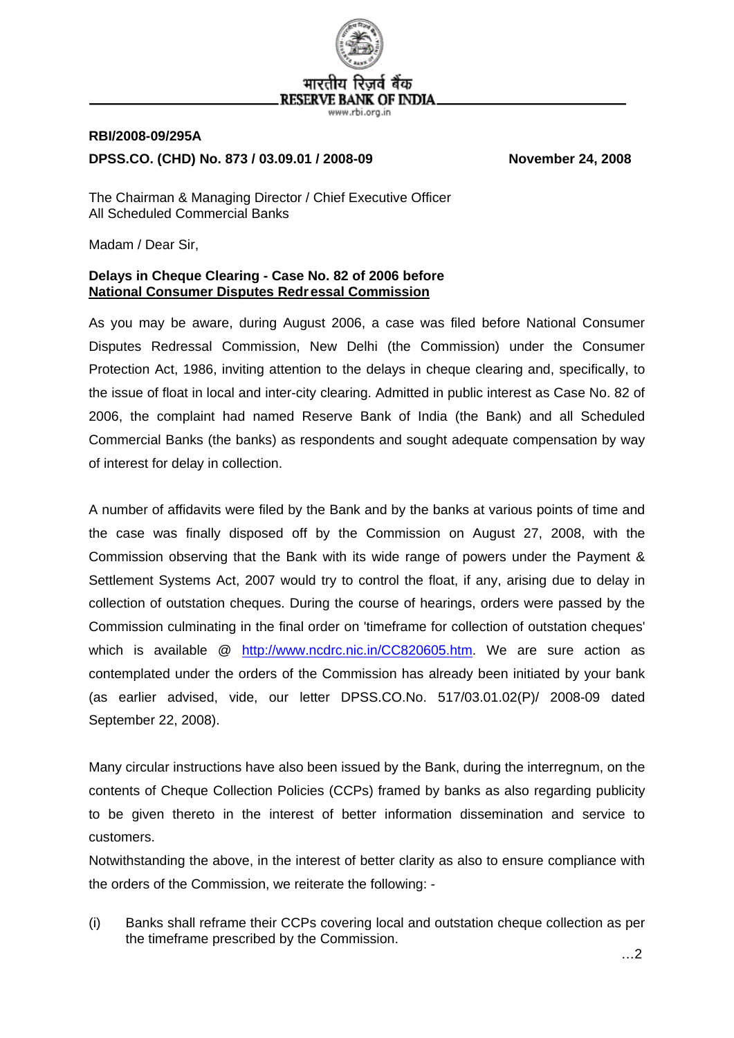भारतीय रिज़र्व बैंक
RESERVE BANK OF INDIA
www.rbi.org.in

**RBI/2008-09/295A**

**DPSS.CO. (CHD) No. 873 / 03.09.01 / 2008-09** **November 24, 2008**

The Chairman & Managing Director / Chief Executive Officer
All Scheduled Commercial Banks

Madam / Dear Sir,

**Delays in Cheque Clearing - Case No. 82 of 2006 before National Consumer Disputes Redressal Commission**

As you may be aware, during August 2006, a case was filed before National Consumer Disputes Redressal Commission, New Delhi (the Commission) under the Consumer Protection Act, 1986, inviting attention to the delays in cheque clearing and, specifically, to the issue of float in local and inter-city clearing. Admitted in public interest as Case No. 82 of 2006, the complaint had named Reserve Bank of India (the Bank) and all Scheduled Commercial Banks (the banks) as respondents and sought adequate compensation by way of interest for delay in collection.

A number of affidavits were filed by the Bank and by the banks at various points of time and the case was finally disposed off by the Commission on August 27, 2008, with the Commission observing that the Bank with its wide range of powers under the Payment & Settlement Systems Act, 2007 would try to control the float, if any, arising due to delay in collection of outstation cheques. During the course of hearings, orders were passed by the Commission culminating in the final order on 'timeframe for collection of outstation cheques' which is available @ http://www.ncdrc.nic.in/CC820605.htm. We are sure action as contemplated under the orders of the Commission has already been initiated by your bank (as earlier advised, vide, our letter DPSS.CO.No. 517/03.01.02(P)/ 2008-09 dated September 22, 2008).

Many circular instructions have also been issued by the Bank, during the interregnum, on the contents of Cheque Collection Policies (CCPs) framed by banks as also regarding publicity to be given thereto in the interest of better information dissemination and service to customers.

Notwithstanding the above, in the interest of better clarity as also to ensure compliance with the orders of the Commission, we reiterate the following: -

(i) Banks shall reframe their CCPs covering local and outstation cheque collection as per the timeframe prescribed by the Commission.

…2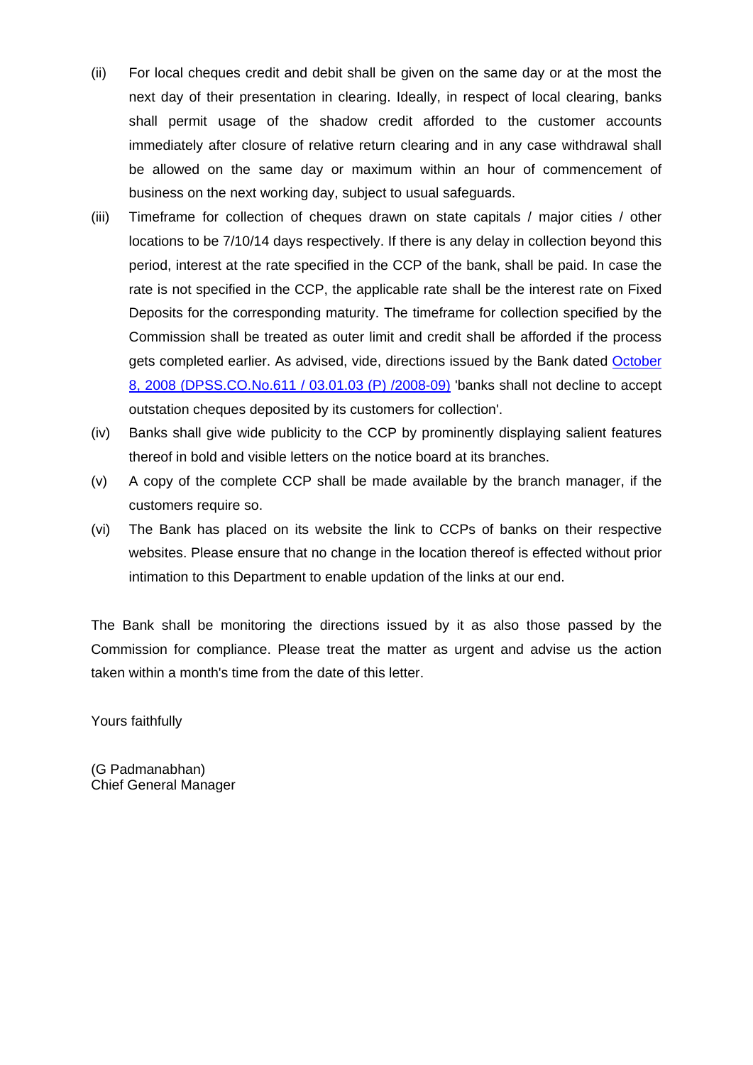(ii) For local cheques credit and debit shall be given on the same day or at the most the next day of their presentation in clearing. Ideally, in respect of local clearing, banks shall permit usage of the shadow credit afforded to the customer accounts immediately after closure of relative return clearing and in any case withdrawal shall be allowed on the same day or maximum within an hour of commencement of business on the next working day, subject to usual safeguards.

(iii) Timeframe for collection of cheques drawn on state capitals / major cities / other locations to be 7/10/14 days respectively. If there is any delay in collection beyond this period, interest at the rate specified in the CCP of the bank, shall be paid. In case the rate is not specified in the CCP, the applicable rate shall be the interest rate on Fixed Deposits for the corresponding maturity. The timeframe for collection specified by the Commission shall be treated as outer limit and credit shall be afforded if the process gets completed earlier. As advised, vide, directions issued by the Bank dated October 8, 2008 (DPSS.CO.No.611 / 03.01.03 (P) /2008-09) 'banks shall not decline to accept outstation cheques deposited by its customers for collection'.

(iv) Banks shall give wide publicity to the CCP by prominently displaying salient features thereof in bold and visible letters on the notice board at its branches.

(v) A copy of the complete CCP shall be made available by the branch manager, if the customers require so.

(vi) The Bank has placed on its website the link to CCPs of banks on their respective websites. Please ensure that no change in the location thereof is effected without prior intimation to this Department to enable updation of the links at our end.

The Bank shall be monitoring the directions issued by it as also those passed by the Commission for compliance. Please treat the matter as urgent and advise us the action taken within a month's time from the date of this letter.

Yours faithfully

(G Padmanabhan)
Chief General Manager